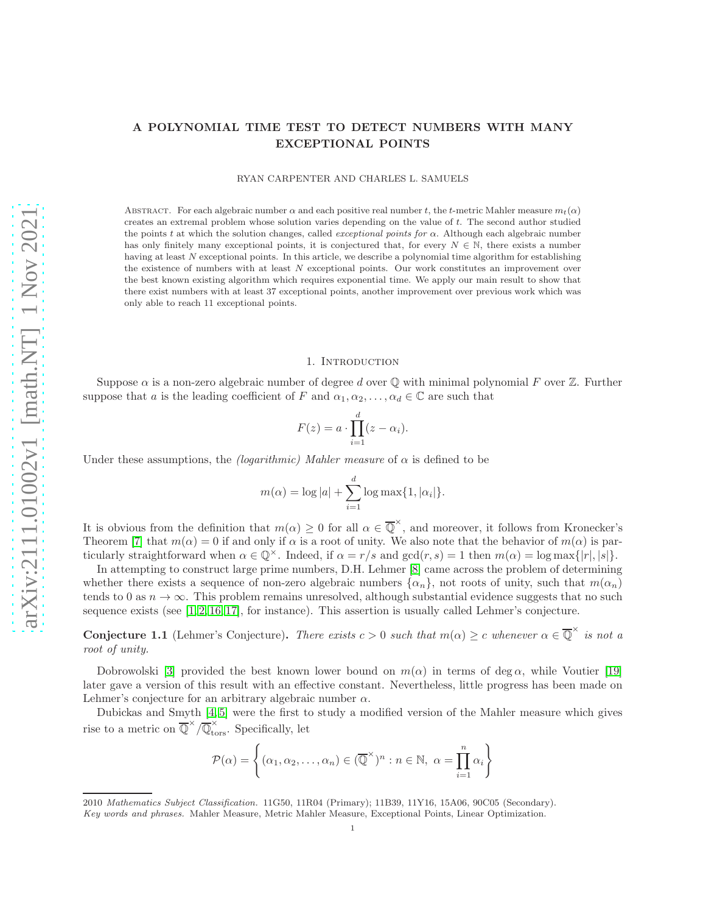# A POLYNOMIAL TIME TEST TO DETECT NUMBERS WITH MANY EXCEPTIONAL POINTS

RYAN CARPENTER AND CHARLES L. SAMUELS

Abstract. For each algebraic number $\alpha$ and each positive real number $t$, the $t$-metric Mahler measure $m_t(\alpha)$ creates an extremal problem whose solution varies depending on the value of $t$. The second author studied the points $t$ at which the solution changes, called *exceptional points for* $\alpha$. Although each algebraic number has only finitely many exceptional points, it is conjectured that, for every $N \in \mathbb{N}$, there exists a number having at least $N$ exceptional points. In this article, we describe a polynomial time algorithm for establishing the existence of numbers with at least $N$ exceptional points. Our work constitutes an improvement over the best known existing algorithm which requires exponential time. We apply our main result to show that there exist numbers with at least 37 exceptional points, another improvement over previous work which was only able to reach 11 exceptional points.

## 1. Introduction

Suppose $\alpha$ is a non-zero algebraic number of degree $d$ over $\mathbb{Q}$ with minimal polynomial $F$ over $\mathbb{Z}$. Further suppose that $a$ is the leading coefficient of $F$ and $\alpha_1, \alpha_2, \ldots, \alpha_d \in \mathbb{C}$ are such that

$$F(z) = a \cdot \prod_{i=1}^{d} (z - \alpha_i).$$

Under these assumptions, the *(logarithmic) Mahler measure* of $\alpha$ is defined to be

$$m(\alpha) = \log |a| + \sum_{i=1}^{d} \log \max\{1, |\alpha_i|\}.$$

It is obvious from the definition that $m(\alpha) \geq 0$ for all $\alpha \in \overline{\mathbb{Q}}^{\times}$, and moreover, it follows from Kronecker's Theorem [7] that $m(\alpha) = 0$ if and only if $\alpha$ is a root of unity. We also note that the behavior of $m(\alpha)$ is particularly straightforward when $\alpha \in \mathbb{Q}^{\times}$. Indeed, if $\alpha = r/s$ and $\gcd(r, s) = 1$ then $m(\alpha) = \log \max\{|r|, |s|\}$.

In attempting to construct large prime numbers, D.H. Lehmer [8] came across the problem of determining whether there exists a sequence of non-zero algebraic numbers $\{\alpha_n\}$, not roots of unity, such that $m(\alpha_n)$ tends to 0 as $n \to \infty$. This problem remains unresolved, although substantial evidence suggests that no such sequence exists (see [1, 2, 16, 17], for instance). This assertion is usually called Lehmer's conjecture.

**Conjecture 1.1** (Lehmer's Conjecture). *There exists $c > 0$ such that $m(\alpha) \geq c$ whenever $\alpha \in \overline{\mathbb{Q}}^{\times}$ is not a root of unity.*

Dobrowolski [3] provided the best known lower bound on $m(\alpha)$ in terms of $\deg \alpha$, while Voutier [19] later gave a version of this result with an effective constant. Nevertheless, little progress has been made on Lehmer's conjecture for an arbitrary algebraic number $\alpha$.

Dubickas and Smyth [4, 5] were the first to study a modified version of the Mahler measure which gives rise to a metric on $\overline{\mathbb{Q}}^{\times}/\overline{\mathbb{Q}}^{\times}_{\mathrm{tors}}$. Specifically, let

$$\mathcal{P}(\alpha) = \left\{ (\alpha_1, \alpha_2, \ldots, \alpha_n) \in (\overline{\mathbb{Q}}^{\times})^n : n \in \mathbb{N},\ \alpha = \prod_{i=1}^{n} \alpha_i \right\}$$

2010 *Mathematics Subject Classification.* 11G50, 11R04 (Primary); 11B39, 11Y16, 15A06, 90C05 (Secondary).

*Key words and phrases.* Mahler Measure, Metric Mahler Measure, Exceptional Points, Linear Optimization.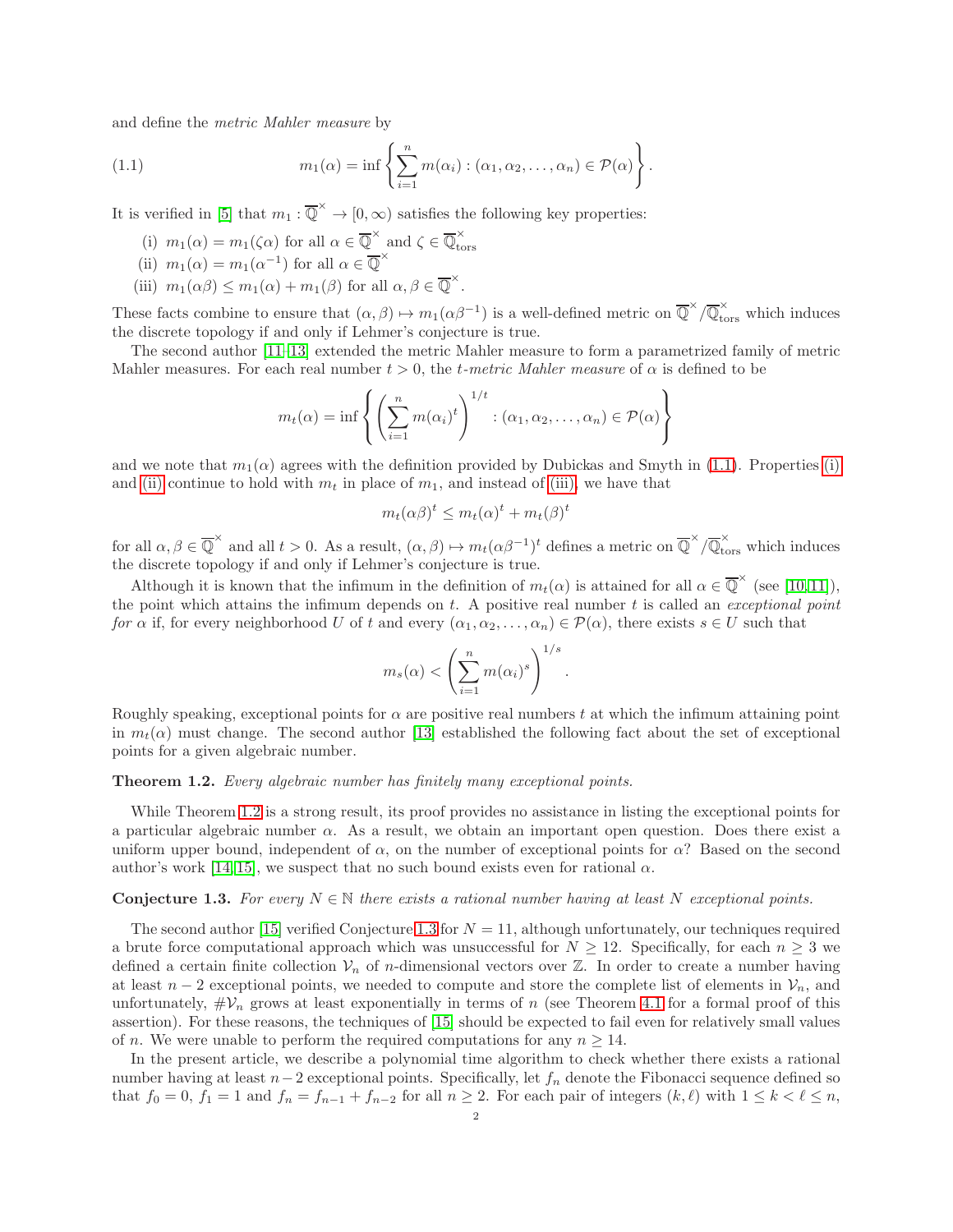and define the *metric Mahler measure* by

$$m_1(\alpha) = \inf\left\{ \sum_{i=1}^{n} m(\alpha_i) : (\alpha_1, \alpha_2, \ldots, \alpha_n) \in \mathcal{P}(\alpha) \right\}. \tag{1.1}$$

It is verified in [5] that $m_1 : \overline{\mathbb{Q}}^\times \to [0,\infty)$ satisfies the following key properties:

(i) $m_1(\alpha) = m_1(\zeta\alpha)$ for all $\alpha \in \overline{\mathbb{Q}}^\times$ and $\zeta \in \overline{\mathbb{Q}}^\times_{\mathrm{tors}}$

(ii) $m_1(\alpha) = m_1(\alpha^{-1})$ for all $\alpha \in \overline{\mathbb{Q}}^\times$

(iii) $m_1(\alpha\beta) \leq m_1(\alpha) + m_1(\beta)$ for all $\alpha, \beta \in \overline{\mathbb{Q}}^\times$.

These facts combine to ensure that $(\alpha,\beta) \mapsto m_1(\alpha\beta^{-1})$ is a well-defined metric on $\overline{\mathbb{Q}}^\times/\overline{\mathbb{Q}}^\times_{\mathrm{tors}}$ which induces the discrete topology if and only if Lehmer's conjecture is true.

The second author [11–13] extended the metric Mahler measure to form a parametrized family of metric Mahler measures. For each real number $t > 0$, the *t-metric Mahler measure* of $\alpha$ is defined to be

$$m_t(\alpha) = \inf\left\{ \left( \sum_{i=1}^{n} m(\alpha_i)^t \right)^{1/t} : (\alpha_1, \alpha_2, \ldots, \alpha_n) \in \mathcal{P}(\alpha) \right\}$$

and we note that $m_1(\alpha)$ agrees with the definition provided by Dubickas and Smyth in (1.1). Properties (i) and (ii) continue to hold with $m_t$ in place of $m_1$, and instead of (iii), we have that

$$m_t(\alpha\beta)^t \leq m_t(\alpha)^t + m_t(\beta)^t$$

for all $\alpha, \beta \in \overline{\mathbb{Q}}^\times$ and all $t > 0$. As a result, $(\alpha,\beta) \mapsto m_t(\alpha\beta^{-1})^t$ defines a metric on $\overline{\mathbb{Q}}^\times/\overline{\mathbb{Q}}^\times_{\mathrm{tors}}$ which induces the discrete topology if and only if Lehmer's conjecture is true.

Although it is known that the infimum in the definition of $m_t(\alpha)$ is attained for all $\alpha \in \overline{\mathbb{Q}}^\times$ (see [10, 11]), the point which attains the infimum depends on $t$. A positive real number $t$ is called an *exceptional point for* $\alpha$ if, for every neighborhood $U$ of $t$ and every $(\alpha_1, \alpha_2, \ldots, \alpha_n) \in \mathcal{P}(\alpha)$, there exists $s \in U$ such that

$$m_s(\alpha) < \left( \sum_{i=1}^{n} m(\alpha_i)^s \right)^{1/s}.$$

Roughly speaking, exceptional points for $\alpha$ are positive real numbers $t$ at which the infimum attaining point in $m_t(\alpha)$ must change. The second author [13] established the following fact about the set of exceptional points for a given algebraic number.

**Theorem 1.2.** *Every algebraic number has finitely many exceptional points.*

While Theorem 1.2 is a strong result, its proof provides no assistance in listing the exceptional points for a particular algebraic number $\alpha$. As a result, we obtain an important open question. Does there exist a uniform upper bound, independent of $\alpha$, on the number of exceptional points for $\alpha$? Based on the second author's work [14, 15], we suspect that no such bound exists even for rational $\alpha$.

**Conjecture 1.3.** *For every $N \in \mathbb{N}$ there exists a rational number having at least $N$ exceptional points.*

The second author [15] verified Conjecture 1.3 for $N = 11$, although unfortunately, our techniques required a brute force computational approach which was unsuccessful for $N \geq 12$. Specifically, for each $n \geq 3$ we defined a certain finite collection $\mathcal{V}_n$ of $n$-dimensional vectors over $\mathbb{Z}$. In order to create a number having at least $n-2$ exceptional points, we needed to compute and store the complete list of elements in $\mathcal{V}_n$, and unfortunately, $\#\mathcal{V}_n$ grows at least exponentially in terms of $n$ (see Theorem 4.1 for a formal proof of this assertion). For these reasons, the techniques of [15] should be expected to fail even for relatively small values of $n$. We were unable to perform the required computations for any $n \geq 14$.

In the present article, we describe a polynomial time algorithm to check whether there exists a rational number having at least $n-2$ exceptional points. Specifically, let $f_n$ denote the Fibonacci sequence defined so that $f_0 = 0$, $f_1 = 1$ and $f_n = f_{n-1} + f_{n-2}$ for all $n \geq 2$. For each pair of integers $(k, \ell)$ with $1 \leq k < \ell \leq n$,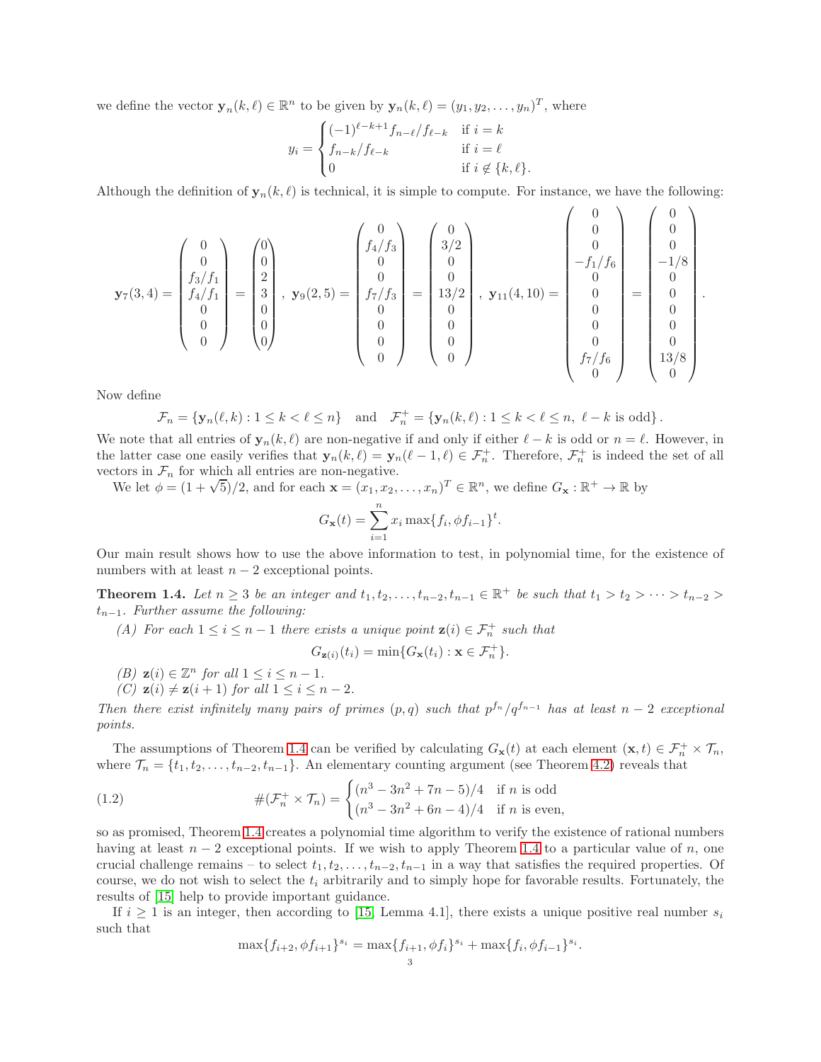we define the vector $\mathbf{y}_n(k,\ell) \in \mathbb{R}^n$ to be given by $\mathbf{y}_n(k,\ell) = (y_1, y_2, \dots, y_n)^T$, where

$$y_i = \begin{cases} (-1)^{\ell-k+1} f_{n-\ell}/f_{\ell-k} & \text{if } i = k \\ f_{n-k}/f_{\ell-k} & \text{if } i = \ell \\ 0 & \text{if } i \notin \{k,\ell\}. \end{cases}$$

Although the definition of $\mathbf{y}_n(k,\ell)$ is technical, it is simple to compute. For instance, we have the following:

$$\mathbf{y}_7(3,4) = \begin{pmatrix} 0 \\ 0 \\ f_3/f_1 \\ f_4/f_1 \\ 0 \\ 0 \\ 0 \end{pmatrix} = \begin{pmatrix} 0 \\ 0 \\ 2 \\ 3 \\ 0 \\ 0 \\ 0 \end{pmatrix}, \ \mathbf{y}_9(2,5) = \begin{pmatrix} 0 \\ f_4/f_3 \\ 0 \\ 0 \\ f_7/f_3 \\ 0 \\ 0 \\ 0 \\ 0 \end{pmatrix} = \begin{pmatrix} 0 \\ 3/2 \\ 0 \\ 0 \\ 13/2 \\ 0 \\ 0 \\ 0 \\ 0 \end{pmatrix}, \ \mathbf{y}_{11}(4,10) = \begin{pmatrix} 0 \\ 0 \\ 0 \\ -f_1/f_6 \\ 0 \\ 0 \\ 0 \\ 0 \\ 0 \\ f_7/f_6 \\ 0 \end{pmatrix} = \begin{pmatrix} 0 \\ 0 \\ 0 \\ -1/8 \\ 0 \\ 0 \\ 0 \\ 0 \\ 0 \\ 13/8 \\ 0 \end{pmatrix}.$$

Now define

$$\mathcal{F}_n = \{\mathbf{y}_n(\ell,k) : 1 \leq k < \ell \leq n\} \quad \text{and} \quad \mathcal{F}_n^+ = \{\mathbf{y}_n(k,\ell) : 1 \leq k < \ell \leq n,\ \ell - k \text{ is odd}\}.$$

We note that all entries of $\mathbf{y}_n(k,\ell)$ are non-negative if and only if either $\ell - k$ is odd or $n = \ell$. However, in the latter case one easily verifies that $\mathbf{y}_n(k,\ell) = \mathbf{y}_n(\ell-1,\ell) \in \mathcal{F}_n^+$. Therefore, $\mathcal{F}_n^+$ is indeed the set of all vectors in $\mathcal{F}_n$ for which all entries are non-negative.

We let $\phi = (1+\sqrt{5})/2$, and for each $\mathbf{x} = (x_1, x_2, \dots, x_n)^T \in \mathbb{R}^n$, we define $G_{\mathbf{x}} : \mathbb{R}^+ \to \mathbb{R}$ by

$$G_{\mathbf{x}}(t) = \sum_{i=1}^{n} x_i \max\{f_i, \phi f_{i-1}\}^t.$$

Our main result shows how to use the above information to test, in polynomial time, for the existence of numbers with at least $n-2$ exceptional points.

**Theorem 1.4.** *Let $n \geq 3$ be an integer and $t_1, t_2, \dots, t_{n-2}, t_{n-1} \in \mathbb{R}^+$ be such that $t_1 > t_2 > \cdots > t_{n-2} > t_{n-1}$. Further assume the following:*

*(A) For each $1 \leq i \leq n-1$ there exists a unique point $\mathbf{z}(i) \in \mathcal{F}_n^+$ such that*

$$G_{\mathbf{z}(i)}(t_i) = \min\{G_{\mathbf{x}}(t_i) : \mathbf{x} \in \mathcal{F}_n^+\}.$$

*(B) $\mathbf{z}(i) \in \mathbb{Z}^n$ for all $1 \leq i \leq n-1$.*

*(C) $\mathbf{z}(i) \neq \mathbf{z}(i+1)$ for all $1 \leq i \leq n-2$.*

*Then there exist infinitely many pairs of primes $(p,q)$ such that $p^{f_n}/q^{f_{n-1}}$ has at least $n-2$ exceptional points.*

The assumptions of Theorem 1.4 can be verified by calculating $G_{\mathbf{x}}(t)$ at each element $(\mathbf{x}, t) \in \mathcal{F}_n^+ \times \mathcal{T}_n$, where $\mathcal{T}_n = \{t_1, t_2, \dots, t_{n-2}, t_{n-1}\}$. An elementary counting argument (see Theorem 4.2) reveals that

$$\#(\mathcal{F}_n^+ \times \mathcal{T}_n) = \begin{cases} (n^3 - 3n^2 + 7n - 5)/4 & \text{if } n \text{ is odd} \\ (n^3 - 3n^2 + 6n - 4)/4 & \text{if } n \text{ is even}, \end{cases} \tag{1.2}$$

so as promised, Theorem 1.4 creates a polynomial time algorithm to verify the existence of rational numbers having at least $n-2$ exceptional points. If we wish to apply Theorem 1.4 to a particular value of $n$, one crucial challenge remains – to select $t_1, t_2, \dots, t_{n-2}, t_{n-1}$ in a way that satisfies the required properties. Of course, we do not wish to select the $t_i$ arbitrarily and to simply hope for favorable results. Fortunately, the results of [15] help to provide important guidance.

If $i \geq 1$ is an integer, then according to [15, Lemma 4.1], there exists a unique positive real number $s_i$ such that

$$\max\{f_{i+2}, \phi f_{i+1}\}^{s_i} = \max\{f_{i+1}, \phi f_i\}^{s_i} + \max\{f_i, \phi f_{i-1}\}^{s_i}.$$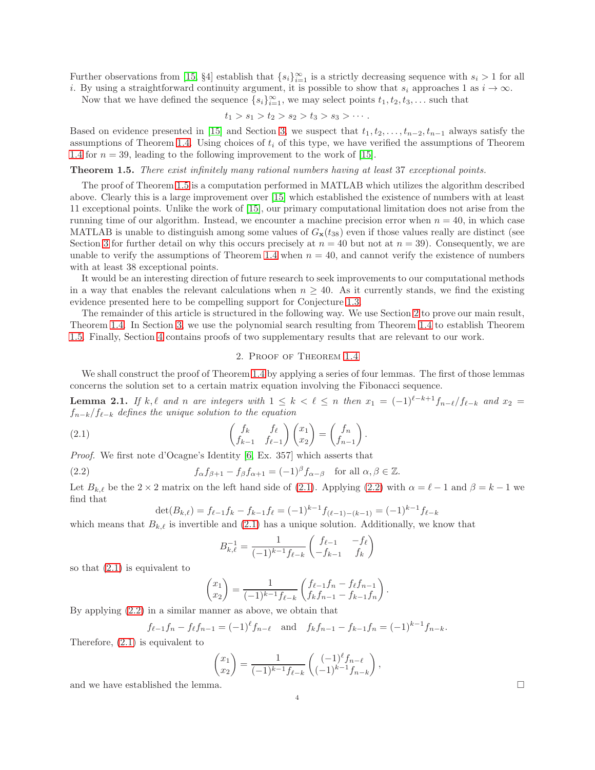Further observations from [15, §4] establish that $\{s_i\}_{i=1}^{\infty}$ is a strictly decreasing sequence with $s_i > 1$ for all $i$. By using a straightforward continuity argument, it is possible to show that $s_i$ approaches 1 as $i \to \infty$.

Now that we have defined the sequence $\{s_i\}_{i=1}^{\infty}$, we may select points $t_1, t_2, t_3, \ldots$ such that

$$t_1 > s_1 > t_2 > s_2 > t_3 > s_3 > \cdots.$$

Based on evidence presented in [15] and Section 3, we suspect that $t_1, t_2, \ldots, t_{n-2}, t_{n-1}$ always satisfy the assumptions of Theorem 1.4. Using choices of $t_i$ of this type, we have verified the assumptions of Theorem 1.4 for $n = 39$, leading to the following improvement to the work of [15].

**Theorem 1.5.** *There exist infinitely many rational numbers having at least* 37 *exceptional points.*

The proof of Theorem 1.5 is a computation performed in MATLAB which utilizes the algorithm described above. Clearly this is a large improvement over [15] which established the existence of numbers with at least 11 exceptional points. Unlike the work of [15], our primary computational limitation does not arise from the running time of our algorithm. Instead, we encounter a machine precision error when $n = 40$, in which case MATLAB is unable to distinguish among some values of $G_{\mathbf{x}}(t_{38})$ even if those values really are distinct (see Section 3 for further detail on why this occurs precisely at $n = 40$ but not at $n = 39$). Consequently, we are unable to verify the assumptions of Theorem 1.4 when $n = 40$, and cannot verify the existence of numbers with at least 38 exceptional points.

It would be an interesting direction of future research to seek improvements to our computational methods in a way that enables the relevant calculations when $n \geq 40$. As it currently stands, we find the existing evidence presented here to be compelling support for Conjecture 1.3.

The remainder of this article is structured in the following way. We use Section 2 to prove our main result, Theorem 1.4. In Section 3, we use the polynomial search resulting from Theorem 1.4 to establish Theorem 1.5. Finally, Section 4 contains proofs of two supplementary results that are relevant to our work.

## 2. Proof of Theorem 1.4

We shall construct the proof of Theorem 1.4 by applying a series of four lemmas. The first of those lemmas concerns the solution set to a certain matrix equation involving the Fibonacci sequence.

**Lemma 2.1.** *If $k, \ell$ and $n$ are integers with $1 \leq k < \ell \leq n$ then $x_1 = (-1)^{\ell-k+1} f_{n-\ell}/f_{\ell-k}$ and $x_2 = f_{n-k}/f_{\ell-k}$ defines the unique solution to the equation*

$$\begin{pmatrix} f_k & f_\ell \\ f_{k-1} & f_{\ell-1} \end{pmatrix} \begin{pmatrix} x_1 \\ x_2 \end{pmatrix} = \begin{pmatrix} f_n \\ f_{n-1} \end{pmatrix}. \tag{2.1}$$

*Proof.* We first note d'Ocagne's Identity [6, Ex. 357] which asserts that

$$f_\alpha f_{\beta+1} - f_\beta f_{\alpha+1} = (-1)^\beta f_{\alpha-\beta} \quad \text{for all } \alpha, \beta \in \mathbb{Z}. \tag{2.2}$$

Let $B_{k,\ell}$ be the $2 \times 2$ matrix on the left hand side of (2.1). Applying (2.2) with $\alpha = \ell - 1$ and $\beta = k - 1$ we find that

$$\det(B_{k,\ell}) = f_{\ell-1} f_k - f_{k-1} f_\ell = (-1)^{k-1} f_{(\ell-1)-(k-1)} = (-1)^{k-1} f_{\ell-k}$$

which means that $B_{k,\ell}$ is invertible and (2.1) has a unique solution. Additionally, we know that

$$B_{k,\ell}^{-1} = \frac{1}{(-1)^{k-1} f_{\ell-k}} \begin{pmatrix} f_{\ell-1} & -f_\ell \\ -f_{k-1} & f_k \end{pmatrix}$$

so that (2.1) is equivalent to

$$\begin{pmatrix} x_1 \\ x_2 \end{pmatrix} = \frac{1}{(-1)^{k-1} f_{\ell-k}} \begin{pmatrix} f_{\ell-1} f_n - f_\ell f_{n-1} \\ f_k f_{n-1} - f_{k-1} f_n \end{pmatrix}.$$

By applying (2.2) in a similar manner as above, we obtain that

$$f_{\ell-1} f_n - f_\ell f_{n-1} = (-1)^\ell f_{n-\ell} \quad \text{and} \quad f_k f_{n-1} - f_{k-1} f_n = (-1)^{k-1} f_{n-k}.$$

Therefore, (2.1) is equivalent to

$$\begin{pmatrix} x_1 \\ x_2 \end{pmatrix} = \frac{1}{(-1)^{k-1} f_{\ell-k}} \begin{pmatrix} (-1)^\ell f_{n-\ell} \\ (-1)^{k-1} f_{n-k} \end{pmatrix},$$

and we have established the lemma. $\square$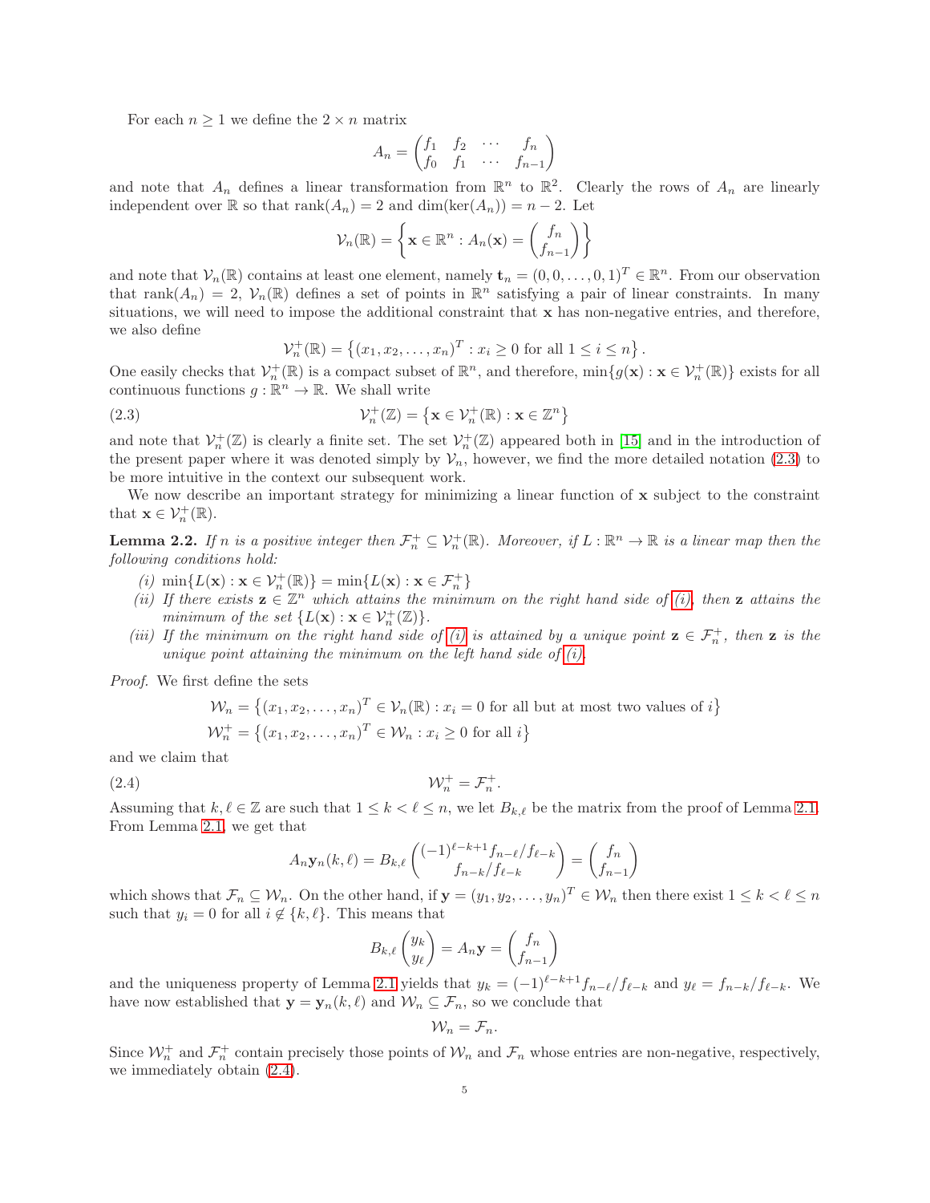For each $n \geq 1$ we define the $2 \times n$ matrix

$$A_n = \begin{pmatrix} f_1 & f_2 & \cdots & f_n \\ f_0 & f_1 & \cdots & f_{n-1} \end{pmatrix}$$

and note that $A_n$ defines a linear transformation from $\mathbb{R}^n$ to $\mathbb{R}^2$. Clearly the rows of $A_n$ are linearly independent over $\mathbb{R}$ so that $\operatorname{rank}(A_n) = 2$ and $\dim(\ker(A_n)) = n - 2$. Let

$$\mathcal{V}_n(\mathbb{R}) = \left\{ \mathbf{x} \in \mathbb{R}^n : A_n(\mathbf{x}) = \begin{pmatrix} f_n \\ f_{n-1} \end{pmatrix} \right\}$$

and note that $\mathcal{V}_n(\mathbb{R})$ contains at least one element, namely $\mathbf{t}_n = (0, 0, \ldots, 0, 1)^T \in \mathbb{R}^n$. From our observation that $\operatorname{rank}(A_n) = 2$, $\mathcal{V}_n(\mathbb{R})$ defines a set of points in $\mathbb{R}^n$ satisfying a pair of linear constraints. In many situations, we will need to impose the additional constraint that $\mathbf{x}$ has non-negative entries, and therefore, we also define

$$\mathcal{V}_n^+(\mathbb{R}) = \left\{ (x_1, x_2, \ldots, x_n)^T : x_i \geq 0 \text{ for all } 1 \leq i \leq n \right\}.$$

One easily checks that $\mathcal{V}_n^+(\mathbb{R})$ is a compact subset of $\mathbb{R}^n$, and therefore, $\min\{g(\mathbf{x}) : \mathbf{x} \in \mathcal{V}_n^+(\mathbb{R})\}$ exists for all continuous functions $g : \mathbb{R}^n \to \mathbb{R}$. We shall write

$$\mathcal{V}_n^+(\mathbb{Z}) = \left\{ \mathbf{x} \in \mathcal{V}_n^+(\mathbb{R}) : \mathbf{x} \in \mathbb{Z}^n \right\} \tag{2.3}$$

and note that $\mathcal{V}_n^+(\mathbb{Z})$ is clearly a finite set. The set $\mathcal{V}_n^+(\mathbb{Z})$ appeared both in [15] and in the introduction of the present paper where it was denoted simply by $\mathcal{V}_n$, however, we find the more detailed notation (2.3) to be more intuitive in the context our subsequent work.

We now describe an important strategy for minimizing a linear function of $\mathbf{x}$ subject to the constraint that $\mathbf{x} \in \mathcal{V}_n^+(\mathbb{R})$.

**Lemma 2.2.** *If $n$ is a positive integer then $\mathcal{F}_n^+ \subseteq \mathcal{V}_n^+(\mathbb{R})$. Moreover, if $L : \mathbb{R}^n \to \mathbb{R}$ is a linear map then the following conditions hold:*

*(i)* $\min\{L(\mathbf{x}) : \mathbf{x} \in \mathcal{V}_n^+(\mathbb{R})\} = \min\{L(\mathbf{x}) : \mathbf{x} \in \mathcal{F}_n^+\}$

*(ii) If there exists $\mathbf{z} \in \mathbb{Z}^n$ which attains the minimum on the right hand side of (i), then $\mathbf{z}$ attains the minimum of the set $\{L(\mathbf{x}) : \mathbf{x} \in \mathcal{V}_n^+(\mathbb{Z})\}$.*

*(iii) If the minimum on the right hand side of (i) is attained by a unique point $\mathbf{z} \in \mathcal{F}_n^+$, then $\mathbf{z}$ is the unique point attaining the minimum on the left hand side of (i).*

*Proof.* We first define the sets

$$\mathcal{W}_n = \left\{ (x_1, x_2, \ldots, x_n)^T \in \mathcal{V}_n(\mathbb{R}) : x_i = 0 \text{ for all but at most two values of } i \right\}$$
$$\mathcal{W}_n^+ = \left\{ (x_1, x_2, \ldots, x_n)^T \in \mathcal{W}_n : x_i \geq 0 \text{ for all } i \right\}$$

and we claim that

$$\mathcal{W}_n^+ = \mathcal{F}_n^+. \tag{2.4}$$

Assuming that $k, \ell \in \mathbb{Z}$ are such that $1 \leq k < \ell \leq n$, we let $B_{k,\ell}$ be the matrix from the proof of Lemma 2.1. From Lemma 2.1, we get that

$$A_n \mathbf{y}_n(k, \ell) = B_{k,\ell} \begin{pmatrix} (-1)^{\ell-k+1} f_{n-\ell}/f_{\ell-k} \\ f_{n-k}/f_{\ell-k} \end{pmatrix} = \begin{pmatrix} f_n \\ f_{n-1} \end{pmatrix}$$

which shows that $\mathcal{F}_n \subseteq \mathcal{W}_n$. On the other hand, if $\mathbf{y} = (y_1, y_2, \ldots, y_n)^T \in \mathcal{W}_n$ then there exist $1 \leq k < \ell \leq n$ such that $y_i = 0$ for all $i \notin \{k, \ell\}$. This means that

$$B_{k,\ell} \begin{pmatrix} y_k \\ y_\ell \end{pmatrix} = A_n \mathbf{y} = \begin{pmatrix} f_n \\ f_{n-1} \end{pmatrix}$$

and the uniqueness property of Lemma 2.1 yields that $y_k = (-1)^{\ell-k+1} f_{n-\ell}/f_{\ell-k}$ and $y_\ell = f_{n-k}/f_{\ell-k}$. We have now established that $\mathbf{y} = \mathbf{y}_n(k, \ell)$ and $\mathcal{W}_n \subseteq \mathcal{F}_n$, so we conclude that

$$\mathcal{W}_n = \mathcal{F}_n.$$

Since $\mathcal{W}_n^+$ and $\mathcal{F}_n^+$ contain precisely those points of $\mathcal{W}_n$ and $\mathcal{F}_n$ whose entries are non-negative, respectively, we immediately obtain (2.4).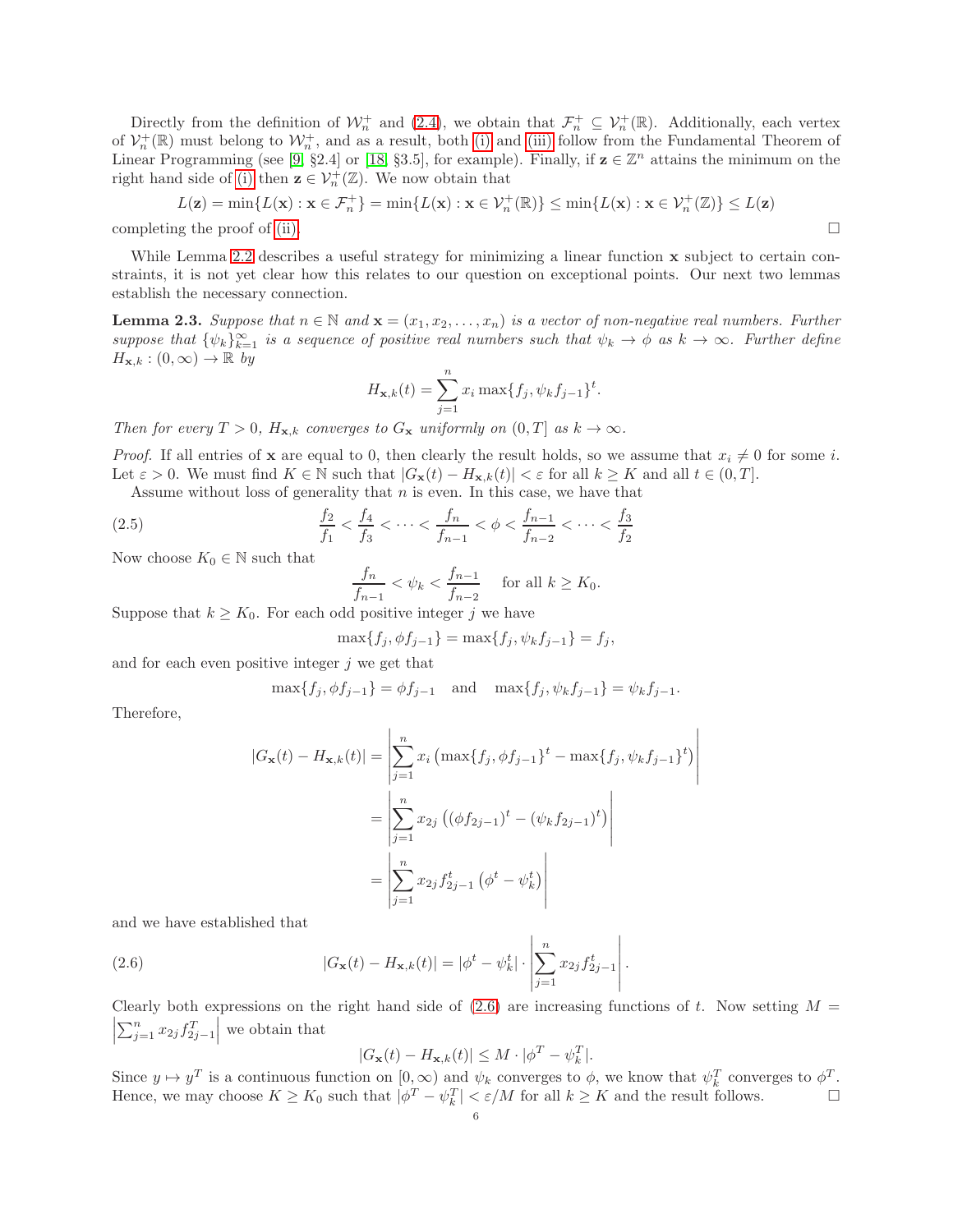Directly from the definition of $\mathcal{W}_n^+$ and (2.4), we obtain that $\mathcal{F}_n^+ \subseteq \mathcal{V}_n^+(\mathbb{R})$. Additionally, each vertex of $\mathcal{V}_n^+(\mathbb{R})$ must belong to $\mathcal{W}_n^+$, and as a result, both (i) and (iii) follow from the Fundamental Theorem of Linear Programming (see [9, §2.4] or [18, §3.5], for example). Finally, if $\mathbf{z} \in \mathbb{Z}^n$ attains the minimum on the right hand side of (i) then $\mathbf{z} \in \mathcal{V}_n^+(\mathbb{Z})$. We now obtain that

$$L(\mathbf{z}) = \min\{L(\mathbf{x}) : \mathbf{x} \in \mathcal{F}_n^+\} = \min\{L(\mathbf{x}) : \mathbf{x} \in \mathcal{V}_n^+(\mathbb{R})\} \leq \min\{L(\mathbf{x}) : \mathbf{x} \in \mathcal{V}_n^+(\mathbb{Z})\} \leq L(\mathbf{z})$$

completing the proof of (ii). $\square$

While Lemma 2.2 describes a useful strategy for minimizing a linear function $\mathbf{x}$ subject to certain constraints, it is not yet clear how this relates to our question on exceptional points. Our next two lemmas establish the necessary connection.

**Lemma 2.3.** *Suppose that $n \in \mathbb{N}$ and $\mathbf{x} = (x_1, x_2, \ldots, x_n)$ is a vector of non-negative real numbers. Further suppose that $\{\psi_k\}_{k=1}^\infty$ is a sequence of positive real numbers such that $\psi_k \to \phi$ as $k \to \infty$. Further define $H_{\mathbf{x},k} : (0, \infty) \to \mathbb{R}$ by*

$$H_{\mathbf{x},k}(t) = \sum_{j=1}^n x_i \max\{f_j, \psi_k f_{j-1}\}^t.$$

*Then for every $T > 0$, $H_{\mathbf{x},k}$ converges to $G_\mathbf{x}$ uniformly on $(0, T]$ as $k \to \infty$.*

*Proof.* If all entries of $\mathbf{x}$ are equal to 0, then clearly the result holds, so we assume that $x_i \neq 0$ for some $i$. Let $\varepsilon > 0$. We must find $K \in \mathbb{N}$ such that $|G_\mathbf{x}(t) - H_{\mathbf{x},k}(t)| < \varepsilon$ for all $k \geq K$ and all $t \in (0, T]$.

Assume without loss of generality that $n$ is even. In this case, we have that

$$\frac{f_2}{f_1} < \frac{f_4}{f_3} < \cdots < \frac{f_n}{f_{n-1}} < \phi < \frac{f_{n-1}}{f_{n-2}} < \cdots < \frac{f_3}{f_2} \tag{2.5}$$

Now choose $K_0 \in \mathbb{N}$ such that

$$\frac{f_n}{f_{n-1}} < \psi_k < \frac{f_{n-1}}{f_{n-2}} \quad \text{for all } k \geq K_0.$$

Suppose that $k \geq K_0$. For each odd positive integer $j$ we have

$$\max\{f_j, \phi f_{j-1}\} = \max\{f_j, \psi_k f_{j-1}\} = f_j,$$

and for each even positive integer $j$ we get that

$$\max\{f_j, \phi f_{j-1}\} = \phi f_{j-1} \quad \text{and} \quad \max\{f_j, \psi_k f_{j-1}\} = \psi_k f_{j-1}.$$

Therefore,

$$\begin{aligned}
|G_\mathbf{x}(t) - H_{\mathbf{x},k}(t)| &= \left| \sum_{j=1}^n x_i \left( \max\{f_j, \phi f_{j-1}\}^t - \max\{f_j, \psi_k f_{j-1}\}^t \right) \right| \\
&= \left| \sum_{j=1}^n x_{2j} \left( (\phi f_{2j-1})^t - (\psi_k f_{2j-1})^t \right) \right| \\
&= \left| \sum_{j=1}^n x_{2j} f_{2j-1}^t \left( \phi^t - \psi_k^t \right) \right|
\end{aligned}$$

and we have established that

$$|G_\mathbf{x}(t) - H_{\mathbf{x},k}(t)| = |\phi^t - \psi_k^t| \cdot \left| \sum_{j=1}^n x_{2j} f_{2j-1}^t \right|. \tag{2.6}$$

Clearly both expressions on the right hand side of (2.6) are increasing functions of $t$. Now setting $M = \left| \sum_{j=1}^n x_{2j} f_{2j-1}^T \right|$ we obtain that

$$|G_\mathbf{x}(t) - H_{\mathbf{x},k}(t)| \leq M \cdot |\phi^T - \psi_k^T|.$$

Since $y \mapsto y^T$ is a continuous function on $[0, \infty)$ and $\psi_k$ converges to $\phi$, we know that $\psi_k^T$ converges to $\phi^T$. Hence, we may choose $K \geq K_0$ such that $|\phi^T - \psi_k^T| < \varepsilon / M$ for all $k \geq K$ and the result follows. $\square$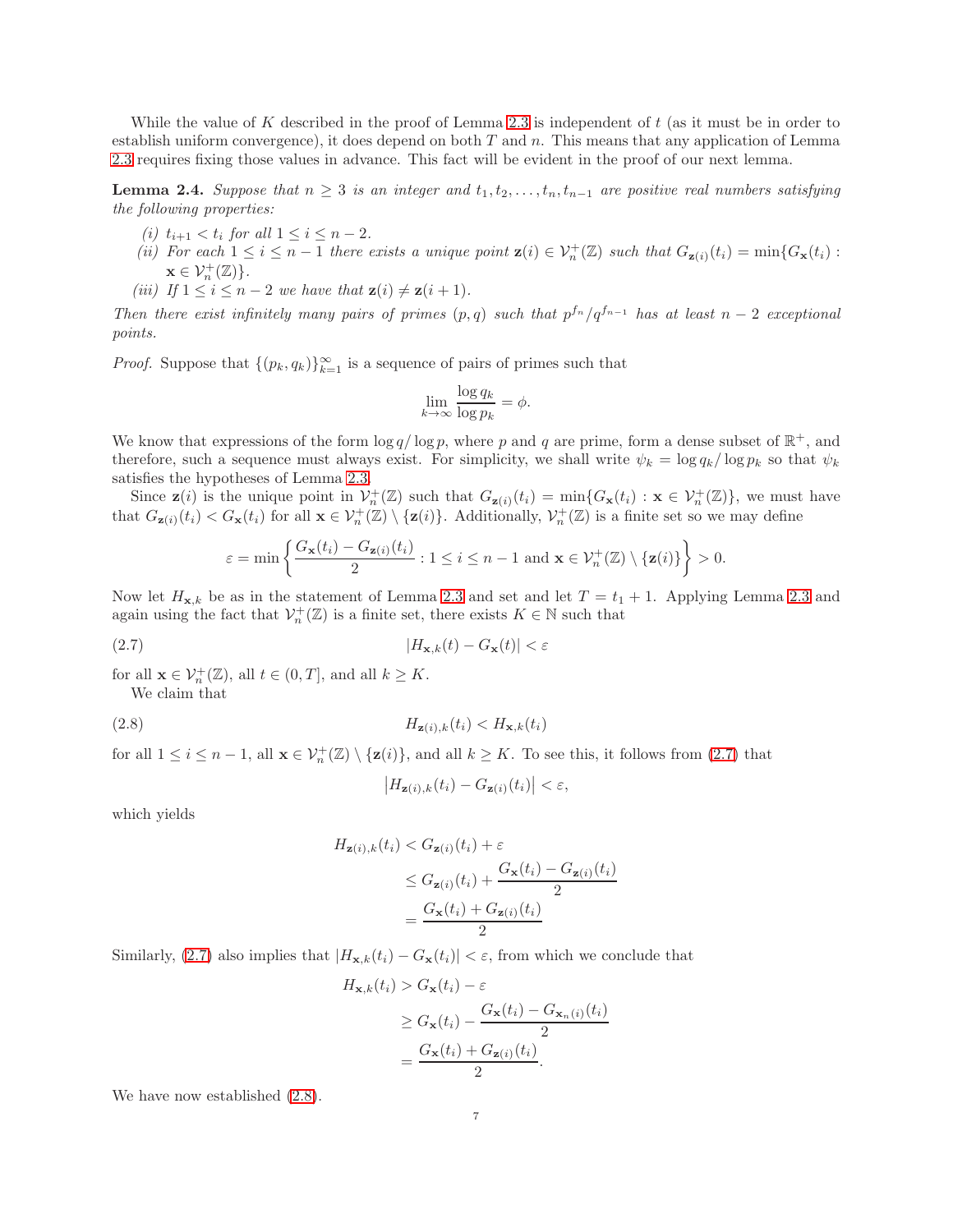While the value of $K$ described in the proof of Lemma 2.3 is independent of $t$ (as it must be in order to establish uniform convergence), it does depend on both $T$ and $n$. This means that any application of Lemma 2.3 requires fixing those values in advance. This fact will be evident in the proof of our next lemma.

**Lemma 2.4.** *Suppose that $n \geq 3$ is an integer and $t_1, t_2, \ldots, t_n, t_{n-1}$ are positive real numbers satisfying the following properties:*

*(i) $t_{i+1} < t_i$ for all $1 \leq i \leq n-2$.*
*(ii) For each $1 \leq i \leq n-1$ there exists a unique point $\mathbf{z}(i) \in \mathcal{V}_n^+(\mathbb{Z})$ such that $G_{\mathbf{z}(i)}(t_i) = \min\{G_{\mathbf{x}}(t_i) : \mathbf{x} \in \mathcal{V}_n^+(\mathbb{Z})\}$.*
*(iii) If $1 \leq i \leq n-2$ we have that $\mathbf{z}(i) \neq \mathbf{z}(i+1)$.*

*Then there exist infinitely many pairs of primes $(p, q)$ such that $p^{f_n}/q^{f_{n-1}}$ has at least $n-2$ exceptional points.*

*Proof.* Suppose that $\{(p_k, q_k)\}_{k=1}^{\infty}$ is a sequence of pairs of primes such that

$$\lim_{k\to\infty} \frac{\log q_k}{\log p_k} = \phi.$$

We know that expressions of the form $\log q/\log p$, where $p$ and $q$ are prime, form a dense subset of $\mathbb{R}^+$, and therefore, such a sequence must always exist. For simplicity, we shall write $\psi_k = \log q_k/\log p_k$ so that $\psi_k$ satisfies the hypotheses of Lemma 2.3.

Since $\mathbf{z}(i)$ is the unique point in $\mathcal{V}_n^+(\mathbb{Z})$ such that $G_{\mathbf{z}(i)}(t_i) = \min\{G_{\mathbf{x}}(t_i) : \mathbf{x} \in \mathcal{V}_n^+(\mathbb{Z})\}$, we must have that $G_{\mathbf{z}(i)}(t_i) < G_{\mathbf{x}}(t_i)$ for all $\mathbf{x} \in \mathcal{V}_n^+(\mathbb{Z}) \setminus \{\mathbf{z}(i)\}$. Additionally, $\mathcal{V}_n^+(\mathbb{Z})$ is a finite set so we may define

$$\varepsilon = \min\left\{ \frac{G_{\mathbf{x}}(t_i) - G_{\mathbf{z}(i)}(t_i)}{2} : 1 \leq i \leq n-1 \text{ and } \mathbf{x} \in \mathcal{V}_n^+(\mathbb{Z}) \setminus \{\mathbf{z}(i)\} \right\} > 0.$$

Now let $H_{\mathbf{x},k}$ be as in the statement of Lemma 2.3 and set and let $T = t_1 + 1$. Applying Lemma 2.3 and again using the fact that $\mathcal{V}_n^+(\mathbb{Z})$ is a finite set, there exists $K \in \mathbb{N}$ such that

$$|H_{\mathbf{x},k}(t) - G_{\mathbf{x}}(t)| < \varepsilon \tag{2.7}$$

for all $\mathbf{x} \in \mathcal{V}_n^+(\mathbb{Z})$, all $t \in (0, T]$, and all $k \geq K$.

We claim that

$$H_{\mathbf{z}(i),k}(t_i) < H_{\mathbf{x},k}(t_i) \tag{2.8}$$

for all $1 \leq i \leq n-1$, all $\mathbf{x} \in \mathcal{V}_n^+(\mathbb{Z}) \setminus \{\mathbf{z}(i)\}$, and all $k \geq K$. To see this, it follows from (2.7) that

$$\left|H_{\mathbf{z}(i),k}(t_i) - G_{\mathbf{z}(i)}(t_i)\right| < \varepsilon,$$

which yields

$$\begin{aligned} H_{\mathbf{z}(i),k}(t_i) &< G_{\mathbf{z}(i)}(t_i) + \varepsilon \\ &\leq G_{\mathbf{z}(i)}(t_i) + \frac{G_{\mathbf{x}}(t_i) - G_{\mathbf{z}(i)}(t_i)}{2} \\ &= \frac{G_{\mathbf{x}}(t_i) + G_{\mathbf{z}(i)}(t_i)}{2} \end{aligned}$$

Similarly, (2.7) also implies that $|H_{\mathbf{x},k}(t_i) - G_{\mathbf{x}}(t_i)| < \varepsilon$, from which we conclude that

$$\begin{aligned} H_{\mathbf{x},k}(t_i) &> G_{\mathbf{x}}(t_i) - \varepsilon \\ &\geq G_{\mathbf{x}}(t_i) - \frac{G_{\mathbf{x}}(t_i) - G_{\mathbf{x}_n(i)}(t_i)}{2} \\ &= \frac{G_{\mathbf{x}}(t_i) + G_{\mathbf{z}(i)}(t_i)}{2}. \end{aligned}$$

We have now established (2.8).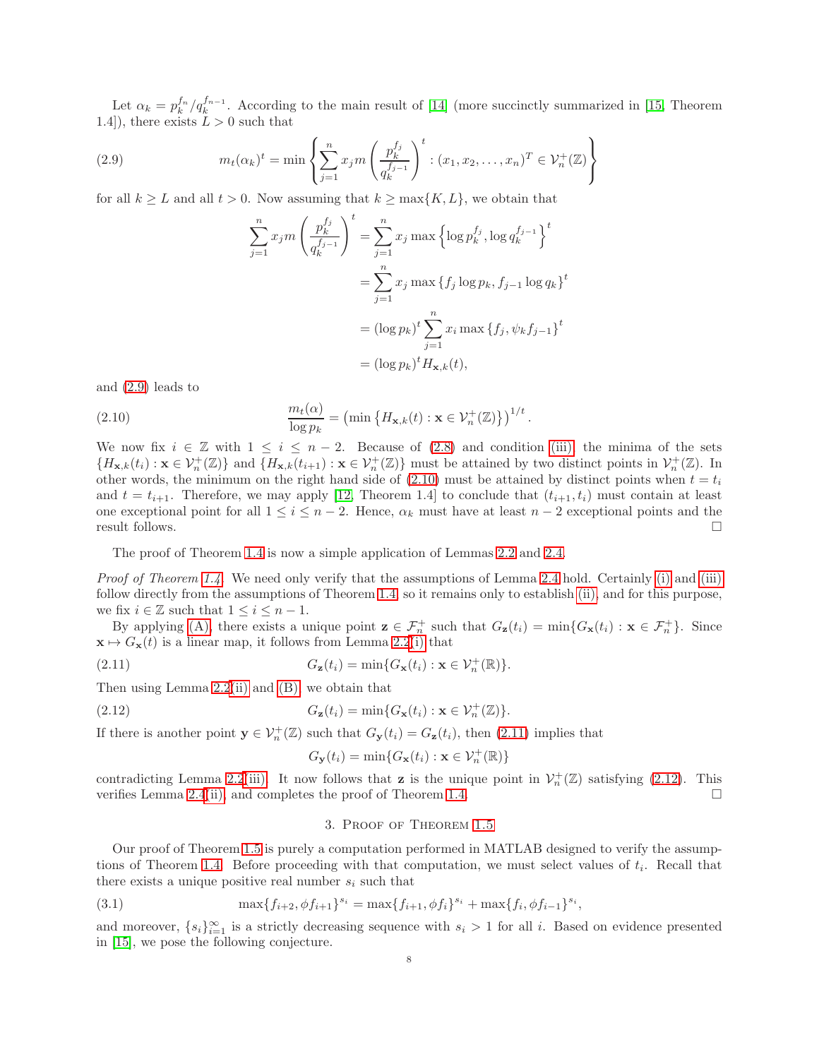Let $\alpha_k = p_k^{f_n}/q_k^{f_{n-1}}$. According to the main result of [14] (more succinctly summarized in [15, Theorem 1.4]), there exists $L > 0$ such that

$$m_t(\alpha_k)^t = \min\left\{ \sum_{j=1}^n x_j m\left(\frac{p_k^{f_j}}{q_k^{f_{j-1}}}\right)^t : (x_1, x_2, \ldots, x_n)^T \in \mathcal{V}_n^+(\mathbb{Z}) \right\} \tag{2.9}$$

for all $k \geq L$ and all $t > 0$. Now assuming that $k \geq \max\{K, L\}$, we obtain that

$$\begin{aligned}
\sum_{j=1}^n x_j m\left(\frac{p_k^{f_j}}{q_k^{f_{j-1}}}\right)^t &= \sum_{j=1}^n x_j \max\left\{\log p_k^{f_j}, \log q_k^{f_{j-1}}\right\}^t \\
&= \sum_{j=1}^n x_j \max\left\{f_j \log p_k, f_{j-1}\log q_k\right\}^t \\
&= (\log p_k)^t \sum_{j=1}^n x_i \max\left\{f_j, \psi_k f_{j-1}\right\}^t \\
&= (\log p_k)^t H_{\mathbf{x},k}(t),
\end{aligned}$$

and (2.9) leads to

$$\frac{m_t(\alpha)}{\log p_k} = \left(\min\left\{H_{\mathbf{x},k}(t) : \mathbf{x} \in \mathcal{V}_n^+(\mathbb{Z})\right\}\right)^{1/t}. \tag{2.10}$$

We now fix $i \in \mathbb{Z}$ with $1 \leq i \leq n-2$. Because of (2.8) and condition (iii), the minima of the sets $\{H_{\mathbf{x},k}(t_i) : \mathbf{x} \in \mathcal{V}_n^+(\mathbb{Z})\}$ and $\{H_{\mathbf{x},k}(t_{i+1}) : \mathbf{x} \in \mathcal{V}_n^+(\mathbb{Z})\}$ must be attained by two distinct points in $\mathcal{V}_n^+(\mathbb{Z})$. In other words, the minimum on the right hand side of (2.10) must be attained by distinct points when $t = t_i$ and $t = t_{i+1}$. Therefore, we may apply [12, Theorem 1.4] to conclude that $(t_{i+1}, t_i)$ must contain at least one exceptional point for all $1 \leq i \leq n-2$. Hence, $\alpha_k$ must have at least $n-2$ exceptional points and the result follows. $\square$

The proof of Theorem 1.4 is now a simple application of Lemmas 2.2 and 2.4.

*Proof of Theorem 1.4.* We need only verify that the assumptions of Lemma 2.4 hold. Certainly (i) and (iii) follow directly from the assumptions of Theorem 1.4, so it remains only to establish (ii), and for this purpose, we fix $i \in \mathbb{Z}$ such that $1 \leq i \leq n-1$.

By applying (A), there exists a unique point $\mathbf{z} \in \mathcal{F}_n^+$ such that $G_{\mathbf{z}}(t_i) = \min\{G_{\mathbf{x}}(t_i) : \mathbf{x} \in \mathcal{F}_n^+\}$. Since $\mathbf{x} \mapsto G_{\mathbf{x}}(t)$ is a linear map, it follows from Lemma 2.2(i) that

$$G_{\mathbf{z}}(t_i) = \min\{G_{\mathbf{x}}(t_i) : \mathbf{x} \in \mathcal{V}_n^+(\mathbb{R})\}. \tag{2.11}$$

Then using Lemma 2.2(ii) and (B), we obtain that

$$G_{\mathbf{z}}(t_i) = \min\{G_{\mathbf{x}}(t_i) : \mathbf{x} \in \mathcal{V}_n^+(\mathbb{Z})\}. \tag{2.12}$$

If there is another point $\mathbf{y} \in \mathcal{V}_n^+(\mathbb{Z})$ such that $G_{\mathbf{y}}(t_i) = G_{\mathbf{z}}(t_i)$, then (2.11) implies that

$$G_{\mathbf{y}}(t_i) = \min\{G_{\mathbf{x}}(t_i) : \mathbf{x} \in \mathcal{V}_n^+(\mathbb{R})\}$$

contradicting Lemma 2.2(iii). It now follows that $\mathbf{z}$ is the unique point in $\mathcal{V}_n^+(\mathbb{Z})$ satisfying (2.12). This verifies Lemma 2.4(ii) and completes the proof of Theorem 1.4. $\square$

## 3. Proof of Theorem 1.5

Our proof of Theorem 1.5 is purely a computation performed in MATLAB designed to verify the assumptions of Theorem 1.4. Before proceeding with that computation, we must select values of $t_i$. Recall that there exists a unique positive real number $s_i$ such that

$$\max\{f_{i+2}, \phi f_{i+1}\}^{s_i} = \max\{f_{i+1}, \phi f_i\}^{s_i} + \max\{f_i, \phi f_{i-1}\}^{s_i}, \tag{3.1}$$

and moreover, $\{s_i\}_{i=1}^\infty$ is a strictly decreasing sequence with $s_i > 1$ for all $i$. Based on evidence presented in [15], we pose the following conjecture.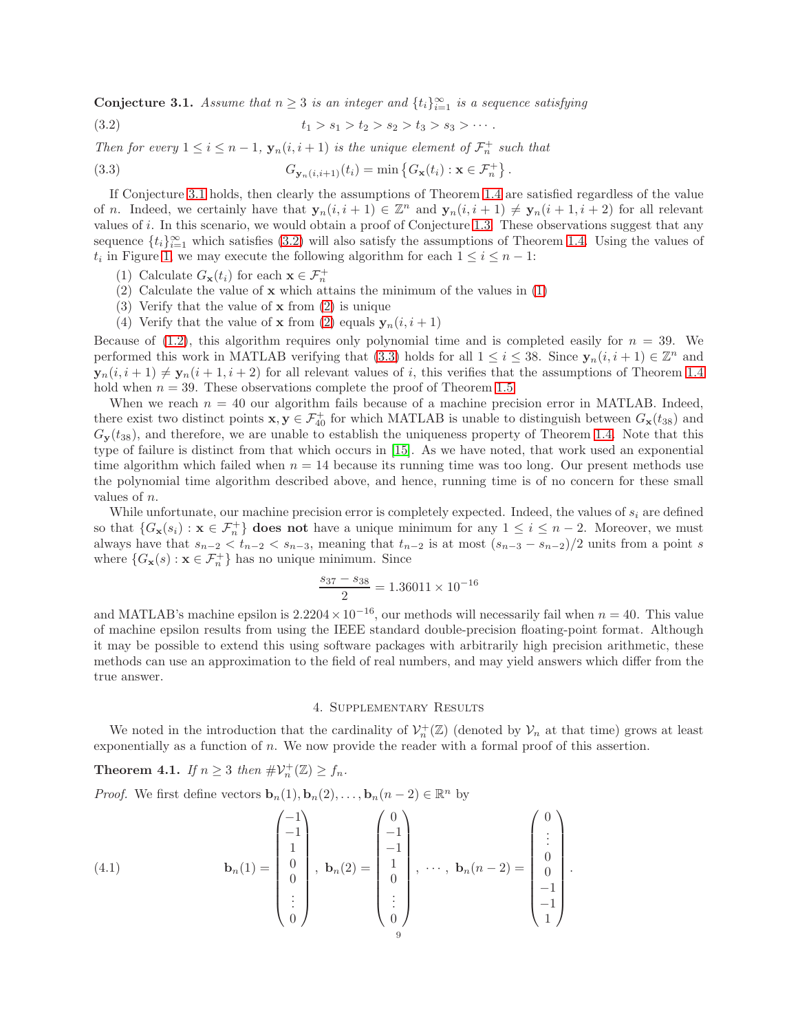**Conjecture 3.1.** *Assume that $n \geq 3$ is an integer and $\{t_i\}_{i=1}^\infty$ is a sequence satisfying*

$$t_1 > s_1 > t_2 > s_2 > t_3 > s_3 > \cdots . \tag{3.2}$$

*Then for every $1 \leq i \leq n-1$, $\mathbf{y}_n(i,i+1)$ is the unique element of $\mathcal{F}_n^+$ such that*

$$G_{\mathbf{y}_n(i,i+1)}(t_i) = \min\left\{ G_{\mathbf{x}}(t_i) : \mathbf{x} \in \mathcal{F}_n^+ \right\}. \tag{3.3}$$

If Conjecture 3.1 holds, then clearly the assumptions of Theorem 1.4 are satisfied regardless of the value of $n$. Indeed, we certainly have that $\mathbf{y}_n(i,i+1) \in \mathbb{Z}^n$ and $\mathbf{y}_n(i,i+1) \neq \mathbf{y}_n(i+1,i+2)$ for all relevant values of $i$. In this scenario, we would obtain a proof of Conjecture 1.3. These observations suggest that any sequence $\{t_i\}_{i=1}^\infty$ which satisfies (3.2) will also satisfy the assumptions of Theorem 1.4. Using the values of $t_i$ in Figure 1, we may execute the following algorithm for each $1 \leq i \leq n-1$:

1. Calculate $G_{\mathbf{x}}(t_i)$ for each $\mathbf{x} \in \mathcal{F}_n^+$
2. Calculate the value of $\mathbf{x}$ which attains the minimum of the values in (1)
3. Verify that the value of $\mathbf{x}$ from (2) is unique
4. Verify that the value of $\mathbf{x}$ from (2) equals $\mathbf{y}_n(i,i+1)$

Because of (1.2), this algorithm requires only polynomial time and is completed easily for $n = 39$. We performed this work in MATLAB verifying that (3.3) holds for all $1 \leq i \leq 38$. Since $\mathbf{y}_n(i,i+1) \in \mathbb{Z}^n$ and $\mathbf{y}_n(i,i+1) \neq \mathbf{y}_n(i+1,i+2)$ for all relevant values of $i$, this verifies that the assumptions of Theorem 1.4 hold when $n = 39$. These observations complete the proof of Theorem 1.5.

When we reach $n = 40$ our algorithm fails because of a machine precision error in MATLAB. Indeed, there exist two distinct points $\mathbf{x}, \mathbf{y} \in \mathcal{F}_{40}^+$ for which MATLAB is unable to distinguish between $G_{\mathbf{x}}(t_{38})$ and $G_{\mathbf{y}}(t_{38})$, and therefore, we are unable to establish the uniqueness property of Theorem 1.4. Note that this type of failure is distinct from that which occurs in [15]. As we have noted, that work used an exponential time algorithm which failed when $n = 14$ because its running time was too long. Our present methods use the polynomial time algorithm described above, and hence, running time is of no concern for these small values of $n$.

While unfortunate, our machine precision error is completely expected. Indeed, the values of $s_i$ are defined so that $\{G_{\mathbf{x}}(s_i) : \mathbf{x} \in \mathcal{F}_n^+\}$ **does not** have a unique minimum for any $1 \leq i \leq n-2$. Moreover, we must always have that $s_{n-2} < t_{n-2} < s_{n-3}$, meaning that $t_{n-2}$ is at most $(s_{n-3} - s_{n-2})/2$ units from a point $s$ where $\{G_{\mathbf{x}}(s) : \mathbf{x} \in \mathcal{F}_n^+\}$ has no unique minimum. Since

$$\frac{s_{37} - s_{38}}{2} = 1.36011 \times 10^{-16}$$

and MATLAB's machine epsilon is $2.2204 \times 10^{-16}$, our methods will necessarily fail when $n = 40$. This value of machine epsilon results from using the IEEE standard double-precision floating-point format. Although it may be possible to extend this using software packages with arbitrarily high precision arithmetic, these methods can use an approximation to the field of real numbers, and may yield answers which differ from the true answer.

## 4. Supplementary Results

We noted in the introduction that the cardinality of $\mathcal{V}_n^+(\mathbb{Z})$ (denoted by $\mathcal{V}_n$ at that time) grows at least exponentially as a function of $n$. We now provide the reader with a formal proof of this assertion.

**Theorem 4.1.** *If $n \geq 3$ then $\#\mathcal{V}_n^+(\mathbb{Z}) \geq f_n$.*

*Proof.* We first define vectors $\mathbf{b}_n(1), \mathbf{b}_n(2), \ldots, \mathbf{b}_n(n-2) \in \mathbb{R}^n$ by

$$\mathbf{b}_n(1) = \begin{pmatrix} -1 \\ -1 \\ 1 \\ 0 \\ 0 \\ \vdots \\ 0 \end{pmatrix}, \ \mathbf{b}_n(2) = \begin{pmatrix} 0 \\ -1 \\ -1 \\ 1 \\ 0 \\ \vdots \\ 0 \end{pmatrix}, \ \cdots, \ \mathbf{b}_n(n-2) = \begin{pmatrix} 0 \\ \vdots \\ 0 \\ 0 \\ -1 \\ -1 \\ 1 \end{pmatrix}. \tag{4.1}$$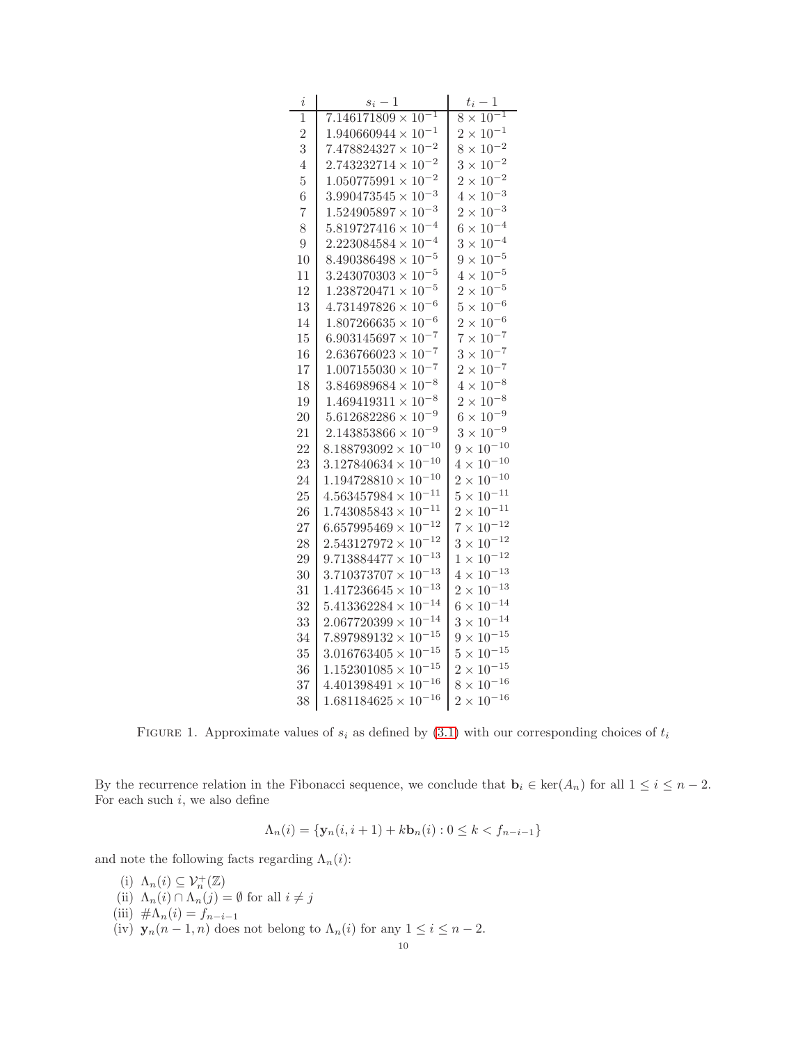| $i$ | $s_i - 1$ | $t_i - 1$ |
|---|---|---|
| 1 | $7.146171809 \times 10^{-1}$ | $8 \times 10^{-1}$ |
| 2 | $1.940660944 \times 10^{-1}$ | $2 \times 10^{-1}$ |
| 3 | $7.478824327 \times 10^{-2}$ | $8 \times 10^{-2}$ |
| 4 | $2.743232714 \times 10^{-2}$ | $3 \times 10^{-2}$ |
| 5 | $1.050775991 \times 10^{-2}$ | $2 \times 10^{-2}$ |
| 6 | $3.990473545 \times 10^{-3}$ | $4 \times 10^{-3}$ |
| 7 | $1.524905897 \times 10^{-3}$ | $2 \times 10^{-3}$ |
| 8 | $5.819727416 \times 10^{-4}$ | $6 \times 10^{-4}$ |
| 9 | $2.223084584 \times 10^{-4}$ | $3 \times 10^{-4}$ |
| 10 | $8.490386498 \times 10^{-5}$ | $9 \times 10^{-5}$ |
| 11 | $3.243070303 \times 10^{-5}$ | $4 \times 10^{-5}$ |
| 12 | $1.238720471 \times 10^{-5}$ | $2 \times 10^{-5}$ |
| 13 | $4.731497826 \times 10^{-6}$ | $5 \times 10^{-6}$ |
| 14 | $1.807266635 \times 10^{-6}$ | $2 \times 10^{-6}$ |
| 15 | $6.903145697 \times 10^{-7}$ | $7 \times 10^{-7}$ |
| 16 | $2.636766023 \times 10^{-7}$ | $3 \times 10^{-7}$ |
| 17 | $1.007155030 \times 10^{-7}$ | $2 \times 10^{-7}$ |
| 18 | $3.846989684 \times 10^{-8}$ | $4 \times 10^{-8}$ |
| 19 | $1.469419311 \times 10^{-8}$ | $2 \times 10^{-8}$ |
| 20 | $5.612682286 \times 10^{-9}$ | $6 \times 10^{-9}$ |
| 21 | $2.143853866 \times 10^{-9}$ | $3 \times 10^{-9}$ |
| 22 | $8.188793092 \times 10^{-10}$ | $9 \times 10^{-10}$ |
| 23 | $3.127840634 \times 10^{-10}$ | $4 \times 10^{-10}$ |
| 24 | $1.194728810 \times 10^{-10}$ | $2 \times 10^{-10}$ |
| 25 | $4.563457984 \times 10^{-11}$ | $5 \times 10^{-11}$ |
| 26 | $1.743085843 \times 10^{-11}$ | $2 \times 10^{-11}$ |
| 27 | $6.657995469 \times 10^{-12}$ | $7 \times 10^{-12}$ |
| 28 | $2.543127972 \times 10^{-12}$ | $3 \times 10^{-12}$ |
| 29 | $9.713884477 \times 10^{-13}$ | $1 \times 10^{-12}$ |
| 30 | $3.710373707 \times 10^{-13}$ | $4 \times 10^{-13}$ |
| 31 | $1.417236645 \times 10^{-13}$ | $2 \times 10^{-13}$ |
| 32 | $5.413362284 \times 10^{-14}$ | $6 \times 10^{-14}$ |
| 33 | $2.067720399 \times 10^{-14}$ | $3 \times 10^{-14}$ |
| 34 | $7.897989132 \times 10^{-15}$ | $9 \times 10^{-15}$ |
| 35 | $3.016763405 \times 10^{-15}$ | $5 \times 10^{-15}$ |
| 36 | $1.152301085 \times 10^{-15}$ | $2 \times 10^{-15}$ |
| 37 | $4.401398491 \times 10^{-16}$ | $8 \times 10^{-16}$ |
| 38 | $1.681184625 \times 10^{-16}$ | $2 \times 10^{-16}$ |

FIGURE 1. Approximate values of $s_i$ as defined by (3.1) with our corresponding choices of $t_i$

By the recurrence relation in the Fibonacci sequence, we conclude that $\mathbf{b}_i \in \ker(A_n)$ for all $1 \leq i \leq n-2$. For each such $i$, we also define

$$\Lambda_n(i) = \{\mathbf{y}_n(i, i+1) + k\mathbf{b}_n(i) : 0 \leq k < f_{n-i-1}\}$$

and note the following facts regarding $\Lambda_n(i)$:

(i) $\Lambda_n(i) \subseteq \mathcal{V}_n^+(\mathbb{Z})$
(ii) $\Lambda_n(i) \cap \Lambda_n(j) = \emptyset$ for all $i \neq j$
(iii) $\#\Lambda_n(i) = f_{n-i-1}$
(iv) $\mathbf{y}_n(n-1, n)$ does not belong to $\Lambda_n(i)$ for any $1 \leq i \leq n-2$.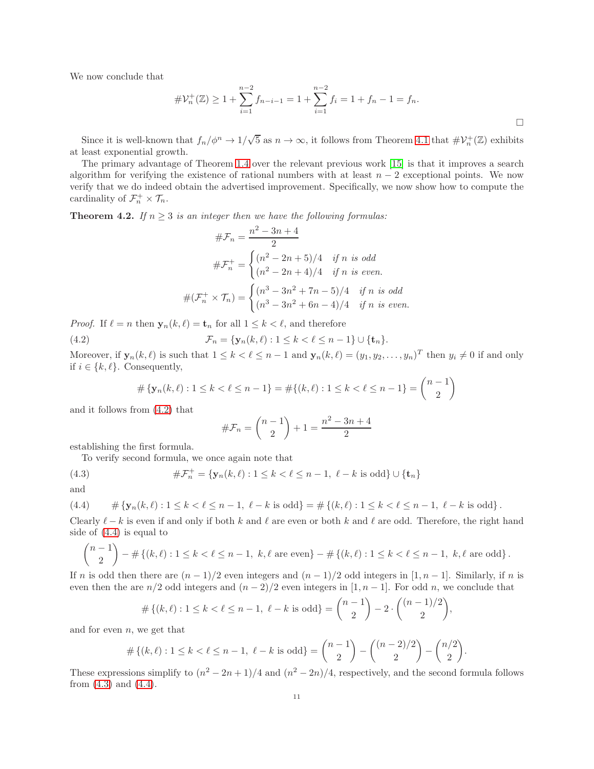We now conclude that

$$\#\mathcal{V}_n^+(\mathbb{Z}) \geq 1 + \sum_{i=1}^{n-2} f_{n-i-1} = 1 + \sum_{i=1}^{n-2} f_i = 1 + f_n - 1 = f_n.$$

□

Since it is well-known that $f_n/\phi^n \to 1/\sqrt{5}$ as $n \to \infty$, it follows from Theorem 4.1 that $\#\mathcal{V}_n^+(\mathbb{Z})$ exhibits at least exponential growth.

The primary advantage of Theorem 1.4 over the relevant previous work [15] is that it improves a search algorithm for verifying the existence of rational numbers with at least $n-2$ exceptional points. We now verify that we do indeed obtain the advertised improvement. Specifically, we now show how to compute the cardinality of $\mathcal{F}_n^+ \times \mathcal{T}_n$.

**Theorem 4.2.** *If $n \geq 3$ is an integer then we have the following formulas:*

$$\#\mathcal{F}_n = \frac{n^2 - 3n + 4}{2}$$

$$\#\mathcal{F}_n^+ = \begin{cases} (n^2 - 2n + 5)/4 & \text{if } n \text{ is odd} \\ (n^2 - 2n + 4)/4 & \text{if } n \text{ is even.} \end{cases}$$

$$\#(\mathcal{F}_n^+ \times \mathcal{T}_n) = \begin{cases} (n^3 - 3n^2 + 7n - 5)/4 & \text{if } n \text{ is odd} \\ (n^3 - 3n^2 + 6n - 4)/4 & \text{if } n \text{ is even.} \end{cases}$$

*Proof.* If $\ell = n$ then $\mathbf{y}_n(k, \ell) = \mathbf{t}_n$ for all $1 \leq k < \ell$, and therefore

$$\mathcal{F}_n = \{\mathbf{y}_n(k, \ell) : 1 \leq k < \ell \leq n-1\} \cup \{\mathbf{t}_n\}. \tag{4.2}$$

Moreover, if $\mathbf{y}_n(k, \ell)$ is such that $1 \leq k < \ell \leq n-1$ and $\mathbf{y}_n(k, \ell) = (y_1, y_2, \ldots, y_n)^T$ then $y_i \neq 0$ if and only if $i \in \{k, \ell\}$. Consequently,

$$\#\{\mathbf{y}_n(k, \ell) : 1 \leq k < \ell \leq n-1\} = \#\{(k, \ell) : 1 \leq k < \ell \leq n-1\} = \binom{n-1}{2}$$

and it follows from (4.2) that

$$\#\mathcal{F}_n = \binom{n-1}{2} + 1 = \frac{n^2 - 3n + 4}{2}$$

establishing the first formula.

To verify second formula, we once again note that

$$\#\mathcal{F}_n^+ = \{\mathbf{y}_n(k, \ell) : 1 \leq k < \ell \leq n-1, \ \ell - k \text{ is odd}\} \cup \{\mathbf{t}_n\} \tag{4.3}$$

and

$$\#\{\mathbf{y}_n(k, \ell) : 1 \leq k < \ell \leq n-1, \ \ell - k \text{ is odd}\} = \#\{(k, \ell) : 1 \leq k < \ell \leq n-1, \ \ell - k \text{ is odd}\}. \tag{4.4}$$

Clearly $\ell - k$ is even if and only if both $k$ and $\ell$ are even or both $k$ and $\ell$ are odd. Therefore, the right hand side of (4.4) is equal to

$$\binom{n-1}{2} - \#\{(k, \ell) : 1 \leq k < \ell \leq n-1, \ k, \ell \text{ are even}\} - \#\{(k, \ell) : 1 \leq k < \ell \leq n-1, \ k, \ell \text{ are odd}\}.$$

If $n$ is odd then there are $(n-1)/2$ even integers and $(n-1)/2$ odd integers in $[1, n-1]$. Similarly, if $n$ is even then the are $n/2$ odd integers and $(n-2)/2$ even integers in $[1, n-1]$. For odd $n$, we conclude that

$$\#\{(k, \ell) : 1 \leq k < \ell \leq n-1, \ \ell - k \text{ is odd}\} = \binom{n-1}{2} - 2 \cdot \binom{(n-1)/2}{2},$$

and for even $n$, we get that

$$\#\{(k, \ell) : 1 \leq k < \ell \leq n-1, \ \ell - k \text{ is odd}\} = \binom{n-1}{2} - \binom{(n-2)/2}{2} - \binom{n/2}{2}.$$

These expressions simplify to $(n^2 - 2n + 1)/4$ and $(n^2 - 2n)/4$, respectively, and the second formula follows from (4.3) and (4.4).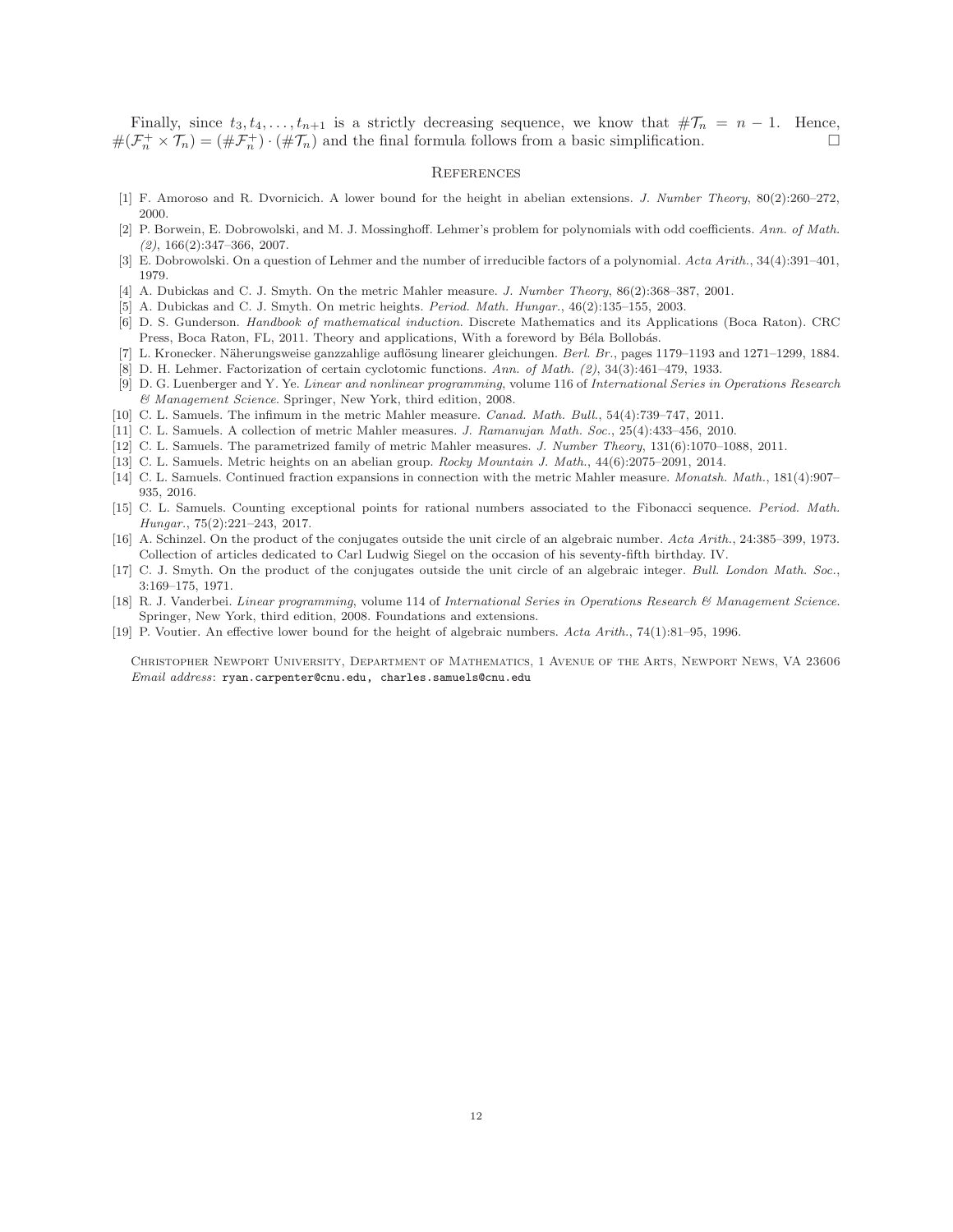Finally, since $t_3, t_4, \ldots, t_{n+1}$ is a strictly decreasing sequence, we know that $\#\mathcal{T}_n = n - 1$. Hence, $\#(\mathcal{F}_n^+ \times \mathcal{T}_n) = (\#\mathcal{F}_n^+) \cdot (\#\mathcal{T}_n)$ and the final formula follows from a basic simplification. $\square$

## References

[1] F. Amoroso and R. Dvornicich. A lower bound for the height in abelian extensions. *J. Number Theory*, 80(2):260–272, 2000.

[2] P. Borwein, E. Dobrowolski, and M. J. Mossinghoff. Lehmer's problem for polynomials with odd coefficients. *Ann. of Math. (2)*, 166(2):347–366, 2007.

[3] E. Dobrowolski. On a question of Lehmer and the number of irreducible factors of a polynomial. *Acta Arith.*, 34(4):391–401, 1979.

[4] A. Dubickas and C. J. Smyth. On the metric Mahler measure. *J. Number Theory*, 86(2):368–387, 2001.

[5] A. Dubickas and C. J. Smyth. On metric heights. *Period. Math. Hungar.*, 46(2):135–155, 2003.

[6] D. S. Gunderson. *Handbook of mathematical induction*. Discrete Mathematics and its Applications (Boca Raton). CRC Press, Boca Raton, FL, 2011. Theory and applications, With a foreword by Béla Bollobás.

[7] L. Kronecker. Näherungsweise ganzzahlige auflösung linearer gleichungen. *Berl. Br.*, pages 1179–1193 and 1271–1299, 1884.

[8] D. H. Lehmer. Factorization of certain cyclotomic functions. *Ann. of Math. (2)*, 34(3):461–479, 1933.

[9] D. G. Luenberger and Y. Ye. *Linear and nonlinear programming*, volume 116 of *International Series in Operations Research & Management Science*. Springer, New York, third edition, 2008.

[10] C. L. Samuels. The infimum in the metric Mahler measure. *Canad. Math. Bull.*, 54(4):739–747, 2011.

[11] C. L. Samuels. A collection of metric Mahler measures. *J. Ramanujan Math. Soc.*, 25(4):433–456, 2010.

[12] C. L. Samuels. The parametrized family of metric Mahler measures. *J. Number Theory*, 131(6):1070–1088, 2011.

[13] C. L. Samuels. Metric heights on an abelian group. *Rocky Mountain J. Math.*, 44(6):2075–2091, 2014.

[14] C. L. Samuels. Continued fraction expansions in connection with the metric Mahler measure. *Monatsh. Math.*, 181(4):907–935, 2016.

[15] C. L. Samuels. Counting exceptional points for rational numbers associated to the Fibonacci sequence. *Period. Math. Hungar.*, 75(2):221–243, 2017.

[16] A. Schinzel. On the product of the conjugates outside the unit circle of an algebraic number. *Acta Arith.*, 24:385–399, 1973. Collection of articles dedicated to Carl Ludwig Siegel on the occasion of his seventy-fifth birthday. IV.

[17] C. J. Smyth. On the product of the conjugates outside the unit circle of an algebraic integer. *Bull. London Math. Soc.*, 3:169–175, 1971.

[18] R. J. Vanderbei. *Linear programming*, volume 114 of *International Series in Operations Research & Management Science*. Springer, New York, third edition, 2008. Foundations and extensions.

[19] P. Voutier. An effective lower bound for the height of algebraic numbers. *Acta Arith.*, 74(1):81–95, 1996.

Christopher Newport University, Department of Mathematics, 1 Avenue of the Arts, Newport News, VA 23606
*Email address*: `ryan.carpenter@cnu.edu, charles.samuels@cnu.edu`